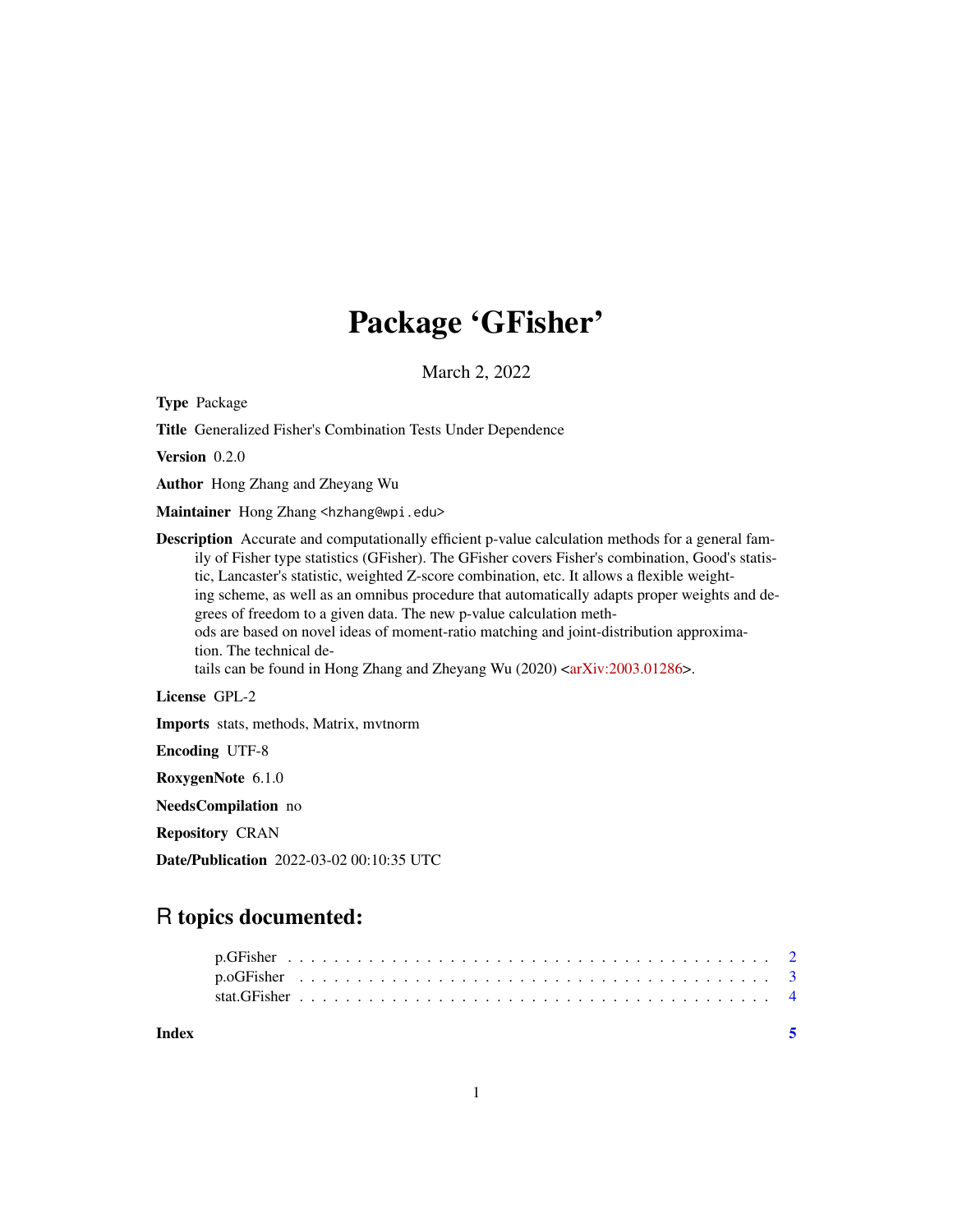# Package 'GFisher'

March 2, 2022

**Type** Package

**Title** Generalized Fisher's Combination Tests Under Dependence

**Version** 0.2.0

**Author** Hong Zhang and Zheyang Wu

**Maintainer** Hong Zhang <hzhang@wpi.edu>

**Description** Accurate and computationally efficient p-value calculation methods for a general family of Fisher type statistics (GFisher). The GFisher covers Fisher's combination, Good's statistic, Lancaster's statistic, weighted Z-score combination, etc. It allows a flexible weighting scheme, as well as an omnibus procedure that automatically adapts proper weights and degrees of freedom to a given data. The new p-value calculation methods are based on novel ideas of moment-ratio matching and joint-distribution approximation. The technical details can be found in Hong Zhang and Zheyang Wu (2020) <arXiv:2003.01286>.

**License** GPL-2

**Imports** stats, methods, Matrix, mvtnorm

**Encoding** UTF-8

**RoxygenNote** 6.1.0

**NeedsCompilation** no

**Repository** CRAN

**Date/Publication** 2022-03-02 00:10:35 UTC

## R topics documented:

- p.GFisher . . . . . . . . . . . . . . . . . . . . . . . . . . . . . . . . . . . . . . . . 2
- p.oGFisher . . . . . . . . . . . . . . . . . . . . . . . . . . . . . . . . . . . . . . . . 3
- stat.GFisher . . . . . . . . . . . . . . . . . . . . . . . . . . . . . . . . . . . . . . . 4

**Index** 5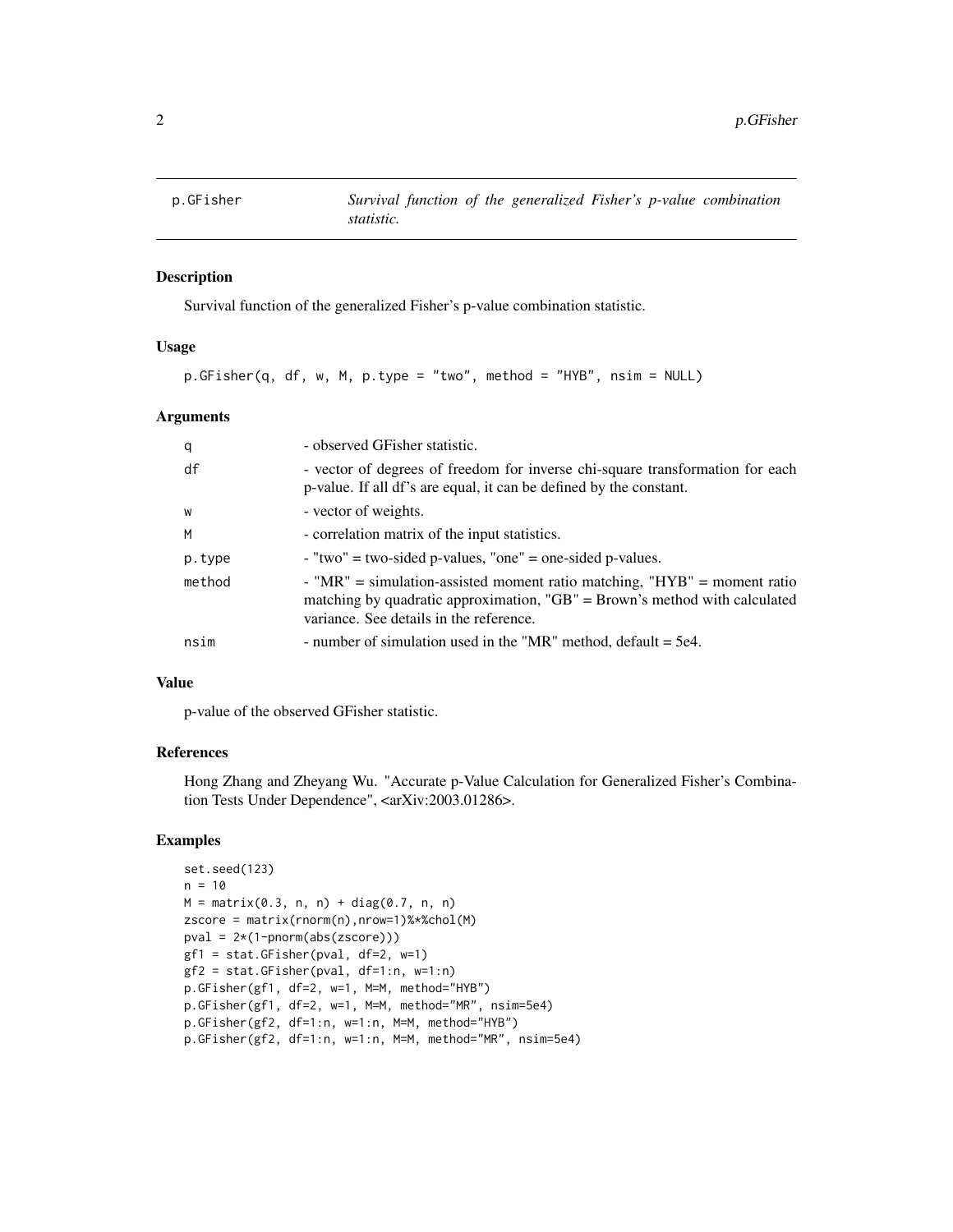# p.GFisher

*Survival function of the generalized Fisher's p-value combination statistic.*

## Description

Survival function of the generalized Fisher's p-value combination statistic.

## Usage

```
p.GFisher(q, df, w, M, p.type = "two", method = "HYB", nsim = NULL)
```

## Arguments

| | |
|---|---|
| q | - observed GFisher statistic. |
| df | - vector of degrees of freedom for inverse chi-square transformation for each p-value. If all df's are equal, it can be defined by the constant. |
| w | - vector of weights. |
| M | - correlation matrix of the input statistics. |
| p.type | - "two" = two-sided p-values, "one" = one-sided p-values. |
| method | - "MR" = simulation-assisted moment ratio matching, "HYB" = moment ratio matching by quadratic approximation, "GB" = Brown's method with calculated variance. See details in the reference. |
| nsim | - number of simulation used in the "MR" method, default = 5e4. |

## Value

p-value of the observed GFisher statistic.

## References

Hong Zhang and Zheyang Wu. "Accurate p-Value Calculation for Generalized Fisher's Combination Tests Under Dependence", <arXiv:2003.01286>.

## Examples

```
set.seed(123)
n = 10
M = matrix(0.3, n, n) + diag(0.7, n, n)
zscore = matrix(rnorm(n),nrow=1)%*%chol(M)
pval = 2*(1-pnorm(abs(zscore)))
gf1 = stat.GFisher(pval, df=2, w=1)
gf2 = stat.GFisher(pval, df=1:n, w=1:n)
p.GFisher(gf1, df=2, w=1, M=M, method="HYB")
p.GFisher(gf1, df=2, w=1, M=M, method="MR", nsim=5e4)
p.GFisher(gf2, df=1:n, w=1:n, M=M, method="HYB")
p.GFisher(gf2, df=1:n, w=1:n, M=M, method="MR", nsim=5e4)
```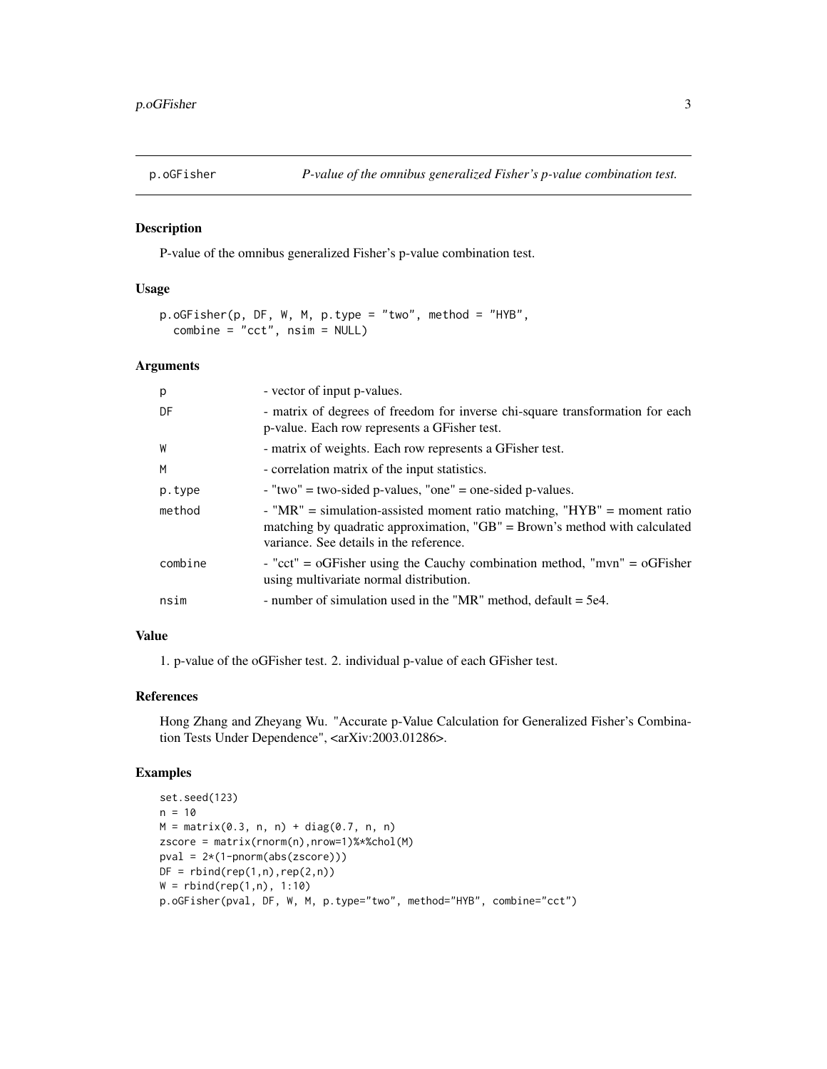# p.oGFisher

*P-value of the omnibus generalized Fisher's p-value combination test.*

## Description

P-value of the omnibus generalized Fisher's p-value combination test.

## Usage

```
p.oGFisher(p, DF, W, M, p.type = "two", method = "HYB",
  combine = "cct", nsim = NULL)
```

## Arguments

| | |
|---|---|
| p | - vector of input p-values. |
| DF | - matrix of degrees of freedom for inverse chi-square transformation for each p-value. Each row represents a GFisher test. |
| W | - matrix of weights. Each row represents a GFisher test. |
| M | - correlation matrix of the input statistics. |
| p.type | - "two" = two-sided p-values, "one" = one-sided p-values. |
| method | - "MR" = simulation-assisted moment ratio matching, "HYB" = moment ratio matching by quadratic approximation, "GB" = Brown's method with calculated variance. See details in the reference. |
| combine | - "cct" = oGFisher using the Cauchy combination method, "mvn" = oGFisher using multivariate normal distribution. |
| nsim | - number of simulation used in the "MR" method, default = 5e4. |

## Value

1. p-value of the oGFisher test. 2. individual p-value of each GFisher test.

## References

Hong Zhang and Zheyang Wu. "Accurate p-Value Calculation for Generalized Fisher's Combination Tests Under Dependence", <arXiv:2003.01286>.

## Examples

```
set.seed(123)
n = 10
M = matrix(0.3, n, n) + diag(0.7, n, n)
zscore = matrix(rnorm(n),nrow=1)%*%chol(M)
pval = 2*(1-pnorm(abs(zscore)))
DF = rbind(rep(1,n),rep(2,n))
W = rbind(rep(1,n), 1:10)
p.oGFisher(pval, DF, W, M, p.type="two", method="HYB", combine="cct")
```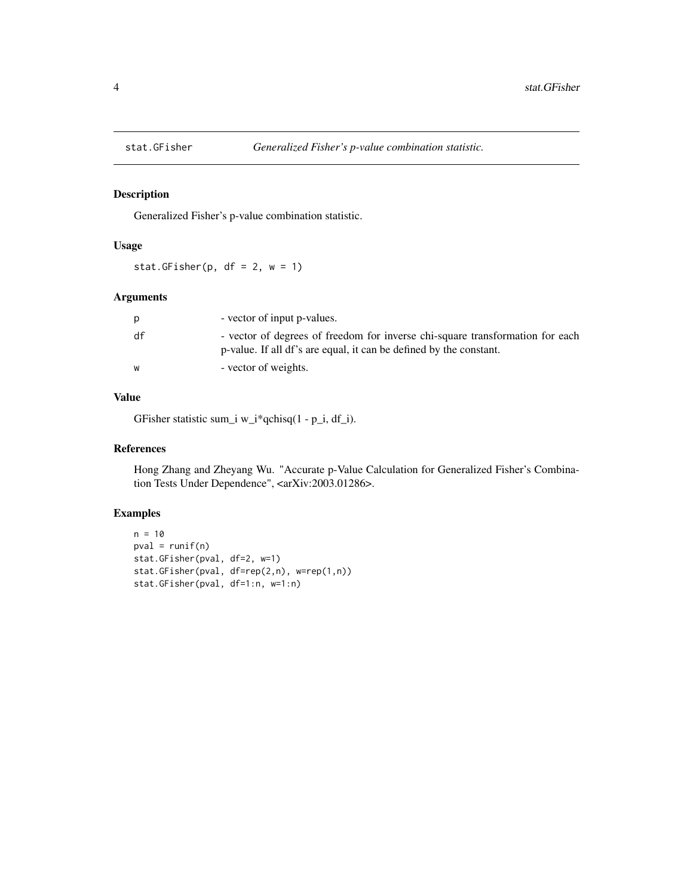## stat.GFisher — *Generalized Fisher's p-value combination statistic.*

### Description

Generalized Fisher's p-value combination statistic.

### Usage

```
stat.GFisher(p, df = 2, w = 1)
```

### Arguments

| | |
|---|---|
| p | - vector of input p-values. |
| df | - vector of degrees of freedom for inverse chi-square transformation for each p-value. If all df's are equal, it can be defined by the constant. |
| w | - vector of weights. |

### Value

GFisher statistic sum_i w_i*qchisq(1 - p_i, df_i).

### References

Hong Zhang and Zheyang Wu. "Accurate p-Value Calculation for Generalized Fisher's Combination Tests Under Dependence", <arXiv:2003.01286>.

### Examples

```
n = 10
pval = runif(n)
stat.GFisher(pval, df=2, w=1)
stat.GFisher(pval, df=rep(2,n), w=rep(1,n))
stat.GFisher(pval, df=1:n, w=1:n)
```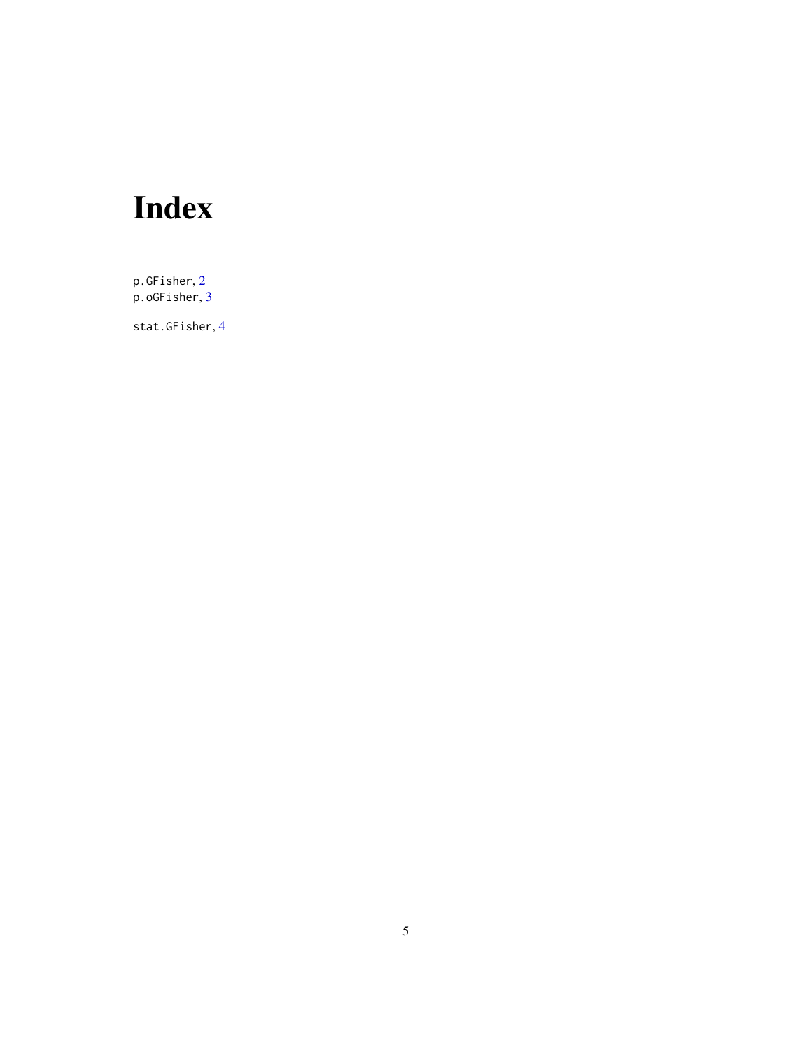# Index

p.GFisher, 2
p.oGFisher, 3

stat.GFisher, 4